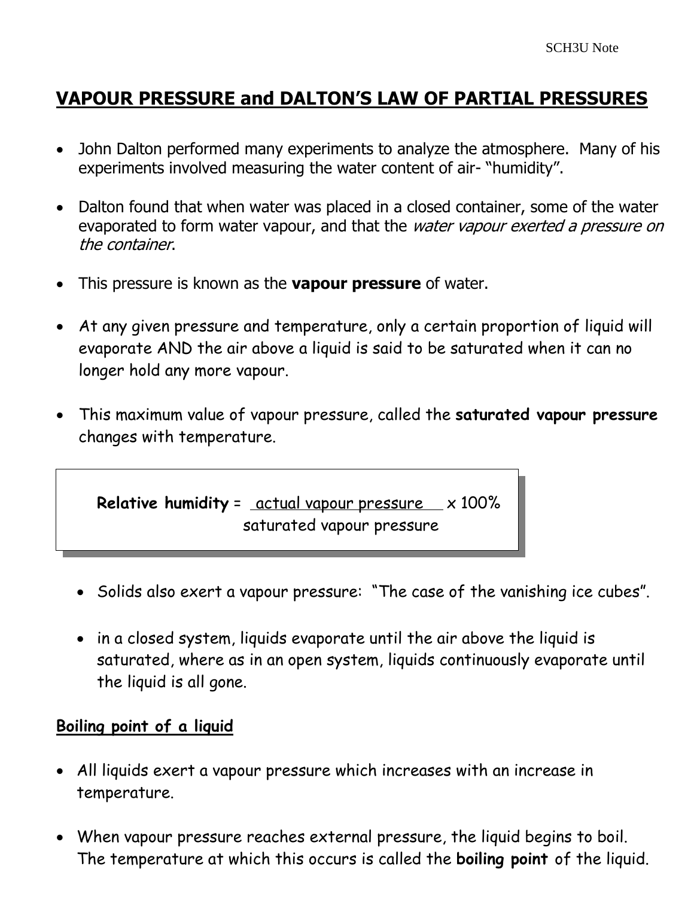# VAPOUR PRESSURE and DALTON'S LAW OF PARTIAL PRESSURES

- John Dalton performed many experiments to analyze the atmosphere. Many of his experiments involved measuring the water content of air- "humidity".
- Dalton found that when water was placed in a closed container, some of the water evaporated to form water vapour, and that the *water vapour exerted a pressure on the container*.
- This pressure is known as the **vapour pressure** of water.
- At any given pressure and temperature, only a certain proportion of liquid will evaporate AND the air above a liquid is said to be saturated when it can no longer hold any more vapour.
- This maximum value of vapour pressure, called the **saturated vapour pressure** changes with temperature.

$$\textbf{Relative humidity} = \frac{\text{actual vapour pressure}}{\text{saturated vapour pressure}} \times 100\%$$

- Solids also exert a vapour pressure: "The case of the vanishing ice cubes".
- in a closed system, liquids evaporate until the air above the liquid is saturated, where as in an open system, liquids continuously evaporate until the liquid is all gone.

## Boiling point of a liquid

- All liquids exert a vapour pressure which increases with an increase in temperature.
- When vapour pressure reaches external pressure, the liquid begins to boil. The temperature at which this occurs is called the **boiling point** of the liquid.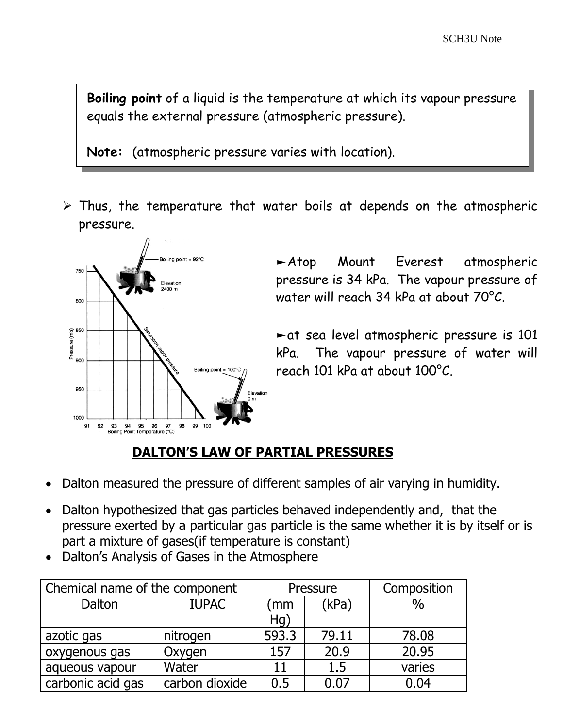**Boiling point** of a liquid is the temperature at which its vapour pressure equals the external pressure (atmospheric pressure).

**Note:** (atmospheric pressure varies with location).

- Thus, the temperature that water boils at depends on the atmospheric pressure.

►Atop Mount Everest atmospheric pressure is 34 kPa. The vapour pressure of water will reach 34 kPa at about 70°C.

►at sea level atmospheric pressure is 101 kPa. The vapour pressure of water will reach 101 kPa at about 100°C.

## DALTON'S LAW OF PARTIAL PRESSURES

- Dalton measured the pressure of different samples of air varying in humidity.
- Dalton hypothesized that gas particles behaved independently and, that the pressure exerted by a particular gas particle is the same whether it is by itself or is part a mixture of gases(if temperature is constant)
- Dalton's Analysis of Gases in the Atmosphere

| Chemical name of the component | | Pressure | | Composition |
|---|---|---|---|---|
| Dalton | IUPAC | (mm Hg) | (kPa) | % |
| azotic gas | nitrogen | 593.3 | 79.11 | 78.08 |
| oxygenous gas | Oxygen | 157 | 20.9 | 20.95 |
| aqueous vapour | Water | 11 | 1.5 | varies |
| carbonic acid gas | carbon dioxide | 0.5 | 0.07 | 0.04 |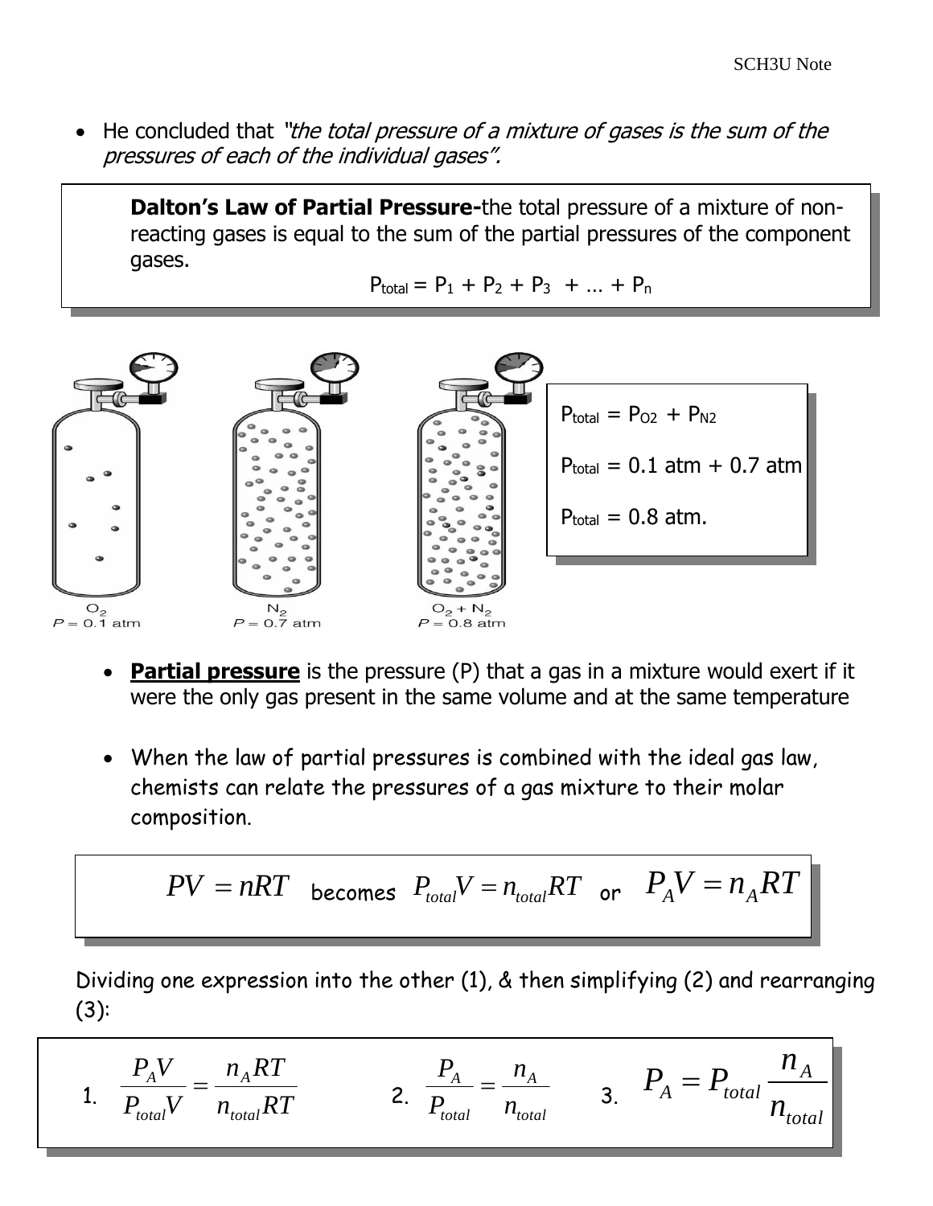- He concluded that *"the total pressure of a mixture of gases is the sum of the pressures of each of the individual gases".*

**Dalton's Law of Partial Pressure-**the total pressure of a mixture of non-reacting gases is equal to the sum of the partial pressures of the component gases.

$$P_{total} = P_1 + P_2 + P_3 + \ldots + P_n$$

$O_2$ $P = 0.1$ atm

$N_2$ $P = 0.7$ atm

$O_2 + N_2$ $P = 0.8$ atm

$P_{total} = P_{O2} + P_{N2}$

$P_{total} = 0.1 \text{ atm} + 0.7 \text{ atm}$

$P_{total} = 0.8 \text{ atm.}$

- **Partial pressure** is the pressure (P) that a gas in a mixture would exert if it were the only gas present in the same volume and at the same temperature

- When the law of partial pressures is combined with the ideal gas law, chemists can relate the pressures of a gas mixture to their molar composition.

$$PV = nRT \quad \text{becomes} \quad P_{total}V = n_{total}RT \quad \text{or} \quad P_A V = n_A RT$$

Dividing one expression into the other (1), & then simplifying (2) and rearranging (3):

1. $$\frac{P_A V}{P_{total}V} = \frac{n_A RT}{n_{total}RT}$$

2. $$\frac{P_A}{P_{total}} = \frac{n_A}{n_{total}}$$

3. $$P_A = P_{total}\frac{n_A}{n_{total}}$$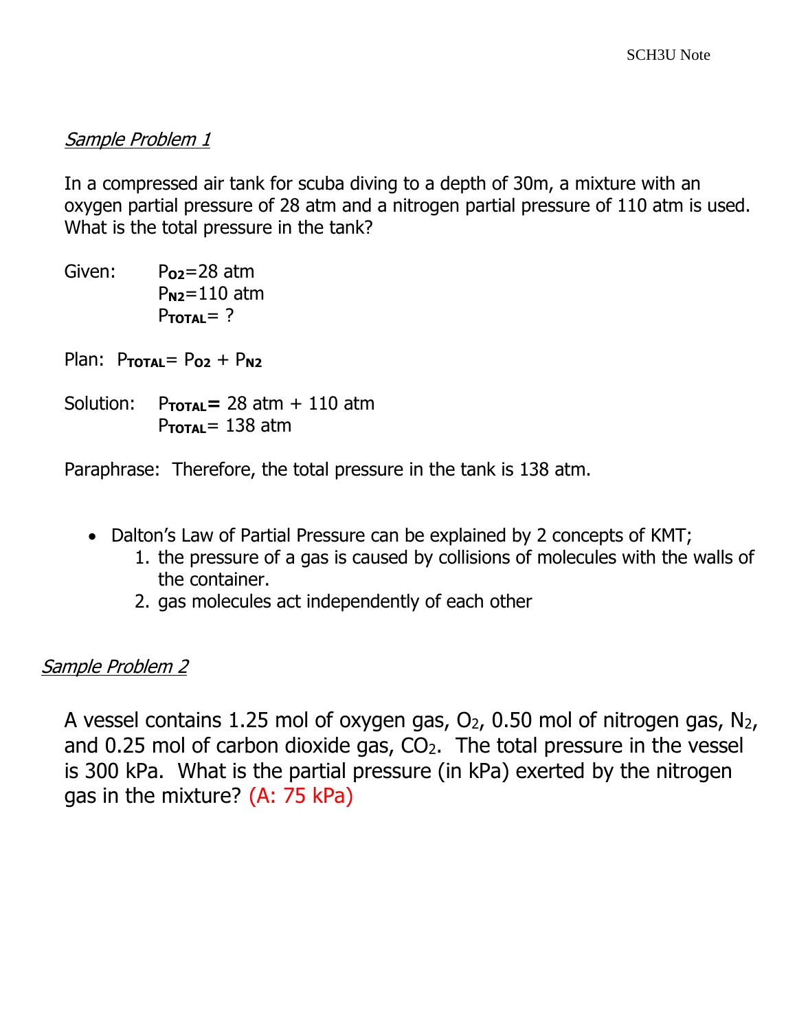*Sample Problem 1*

In a compressed air tank for scuba diving to a depth of 30m, a mixture with an oxygen partial pressure of 28 atm and a nitrogen partial pressure of 110 atm is used. What is the total pressure in the tank?

Given: $P_{O2}$=28 atm
$P_{N2}$=110 atm
$P_{TOTAL}$= ?

Plan: $P_{TOTAL} = P_{O2} + P_{N2}$

Solution: $P_{TOTAL}$= 28 atm + 110 atm
$P_{TOTAL}$= 138 atm

Paraphrase: Therefore, the total pressure in the tank is 138 atm.

- Dalton's Law of Partial Pressure can be explained by 2 concepts of KMT;
  1. the pressure of a gas is caused by collisions of molecules with the walls of the container.
  2. gas molecules act independently of each other

*Sample Problem 2*

A vessel contains 1.25 mol of oxygen gas, $O_2$, 0.50 mol of nitrogen gas, $N_2$, and 0.25 mol of carbon dioxide gas, $CO_2$. The total pressure in the vessel is 300 kPa. What is the partial pressure (in kPa) exerted by the nitrogen gas in the mixture? (A: 75 kPa)